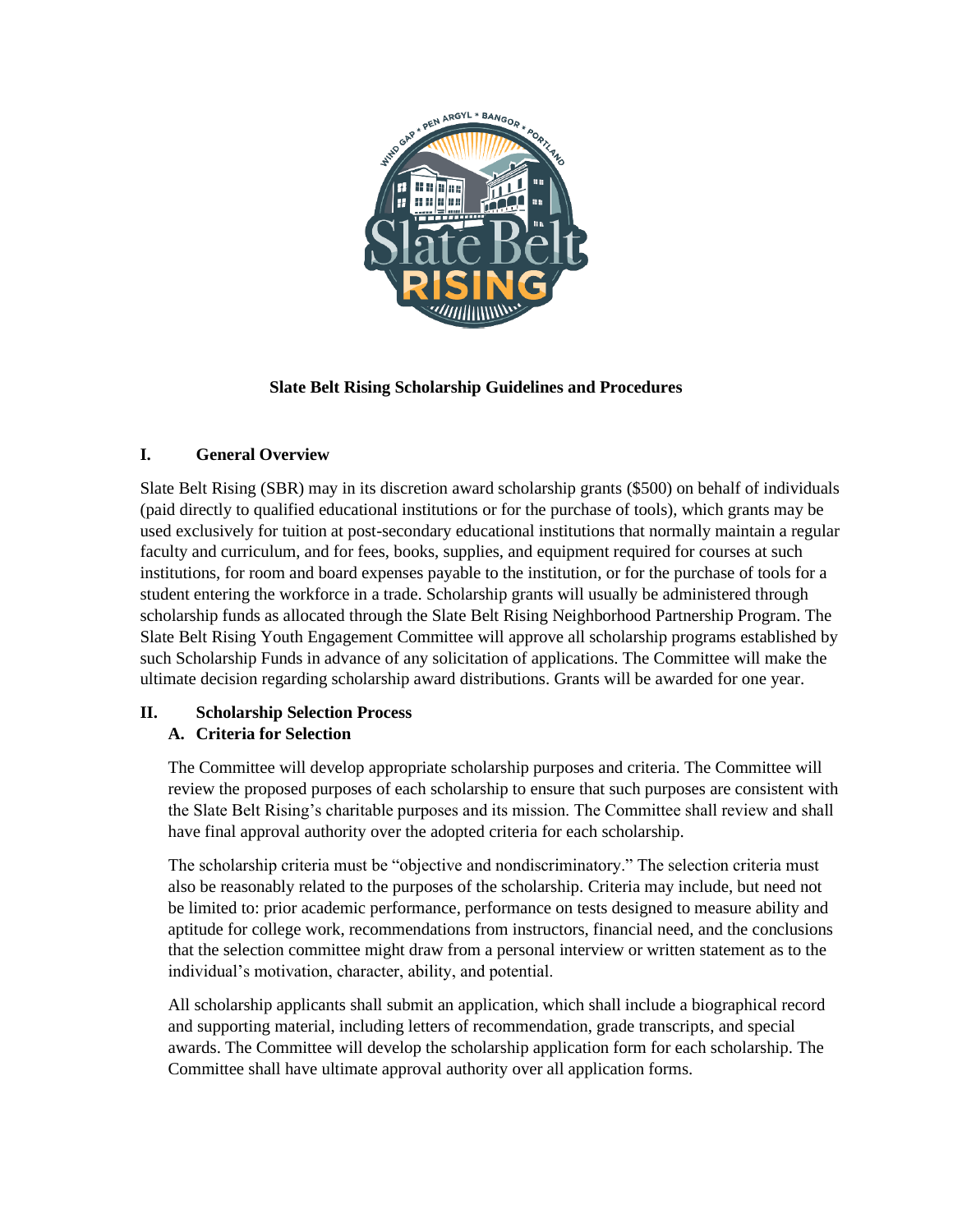**Slate Belt Rising Scholarship Guidelines and Procedures**

## I. General Overview

Slate Belt Rising (SBR) may in its discretion award scholarship grants ($500) on behalf of individuals (paid directly to qualified educational institutions or for the purchase of tools), which grants may be used exclusively for tuition at post-secondary educational institutions that normally maintain a regular faculty and curriculum, and for fees, books, supplies, and equipment required for courses at such institutions, for room and board expenses payable to the institution, or for the purchase of tools for a student entering the workforce in a trade. Scholarship grants will usually be administered through scholarship funds as allocated through the Slate Belt Rising Neighborhood Partnership Program. The Slate Belt Rising Youth Engagement Committee will approve all scholarship programs established by such Scholarship Funds in advance of any solicitation of applications. The Committee will make the ultimate decision regarding scholarship award distributions. Grants will be awarded for one year.

## II. Scholarship Selection Process

### A. Criteria for Selection

The Committee will develop appropriate scholarship purposes and criteria. The Committee will review the proposed purposes of each scholarship to ensure that such purposes are consistent with the Slate Belt Rising's charitable purposes and its mission. The Committee shall review and shall have final approval authority over the adopted criteria for each scholarship.

The scholarship criteria must be "objective and nondiscriminatory." The selection criteria must also be reasonably related to the purposes of the scholarship. Criteria may include, but need not be limited to: prior academic performance, performance on tests designed to measure ability and aptitude for college work, recommendations from instructors, financial need, and the conclusions that the selection committee might draw from a personal interview or written statement as to the individual's motivation, character, ability, and potential.

All scholarship applicants shall submit an application, which shall include a biographical record and supporting material, including letters of recommendation, grade transcripts, and special awards. The Committee will develop the scholarship application form for each scholarship. The Committee shall have ultimate approval authority over all application forms.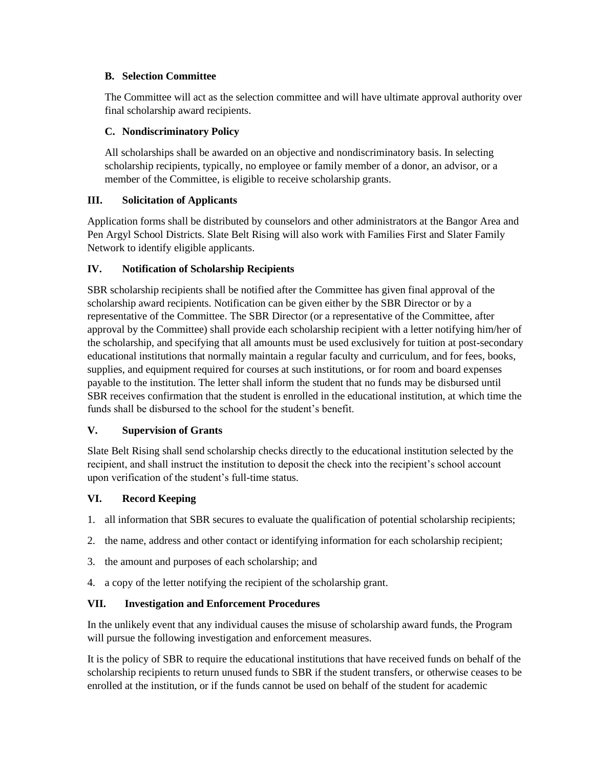### B. Selection Committee

The Committee will act as the selection committee and will have ultimate approval authority over final scholarship award recipients.

### C. Nondiscriminatory Policy

All scholarships shall be awarded on an objective and nondiscriminatory basis. In selecting scholarship recipients, typically, no employee or family member of a donor, an advisor, or a member of the Committee, is eligible to receive scholarship grants.

## III. Solicitation of Applicants

Application forms shall be distributed by counselors and other administrators at the Bangor Area and Pen Argyl School Districts. Slate Belt Rising will also work with Families First and Slater Family Network to identify eligible applicants.

## IV. Notification of Scholarship Recipients

SBR scholarship recipients shall be notified after the Committee has given final approval of the scholarship award recipients. Notification can be given either by the SBR Director or by a representative of the Committee. The SBR Director (or a representative of the Committee, after approval by the Committee) shall provide each scholarship recipient with a letter notifying him/her of the scholarship, and specifying that all amounts must be used exclusively for tuition at post-secondary educational institutions that normally maintain a regular faculty and curriculum, and for fees, books, supplies, and equipment required for courses at such institutions, or for room and board expenses payable to the institution. The letter shall inform the student that no funds may be disbursed until SBR receives confirmation that the student is enrolled in the educational institution, at which time the funds shall be disbursed to the school for the student's benefit.

## V. Supervision of Grants

Slate Belt Rising shall send scholarship checks directly to the educational institution selected by the recipient, and shall instruct the institution to deposit the check into the recipient's school account upon verification of the student's full-time status.

## VI. Record Keeping

1. all information that SBR secures to evaluate the qualification of potential scholarship recipients;
2. the name, address and other contact or identifying information for each scholarship recipient;
3. the amount and purposes of each scholarship; and
4. a copy of the letter notifying the recipient of the scholarship grant.

## VII. Investigation and Enforcement Procedures

In the unlikely event that any individual causes the misuse of scholarship award funds, the Program will pursue the following investigation and enforcement measures.

It is the policy of SBR to require the educational institutions that have received funds on behalf of the scholarship recipients to return unused funds to SBR if the student transfers, or otherwise ceases to be enrolled at the institution, or if the funds cannot be used on behalf of the student for academic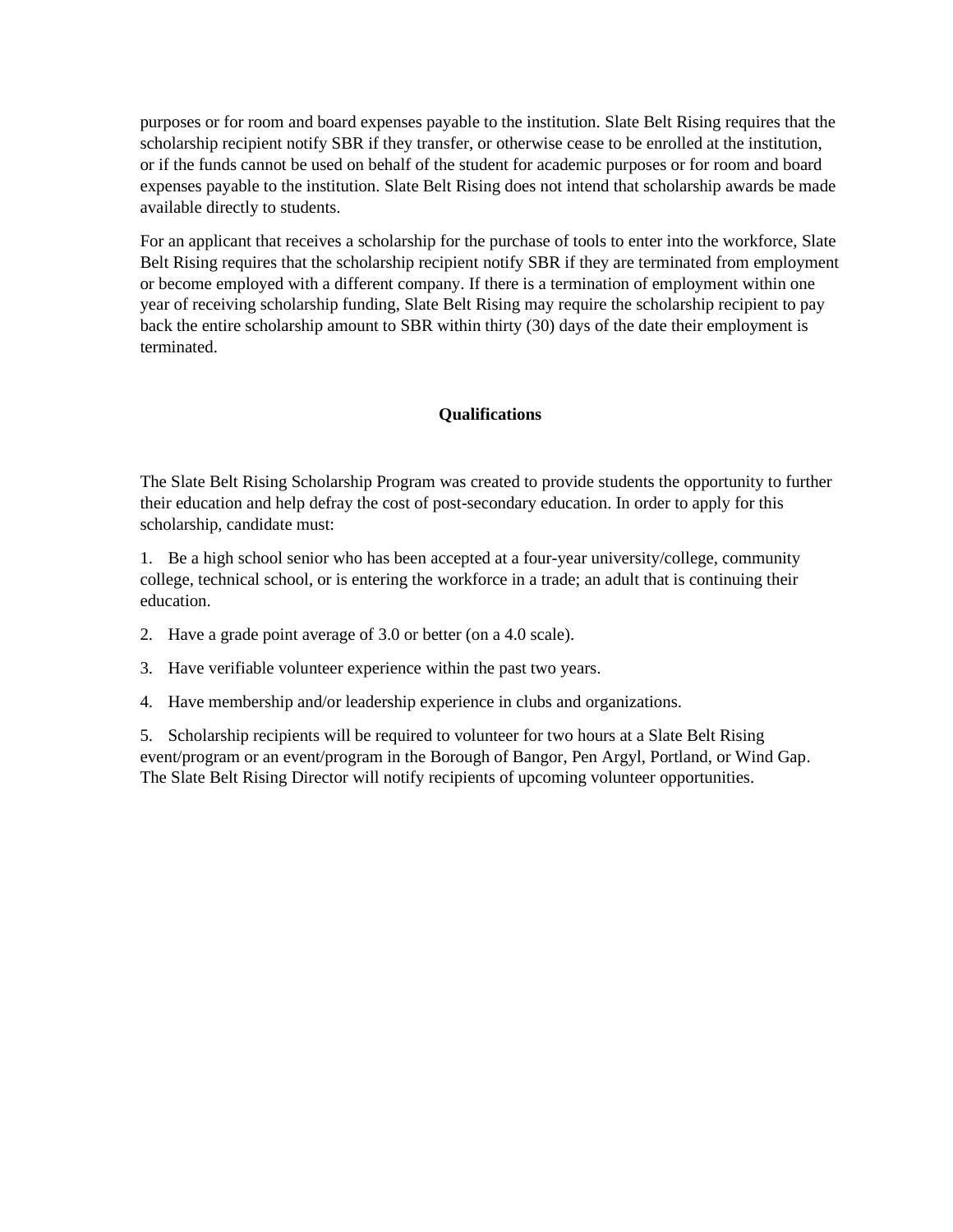purposes or for room and board expenses payable to the institution. Slate Belt Rising requires that the scholarship recipient notify SBR if they transfer, or otherwise cease to be enrolled at the institution, or if the funds cannot be used on behalf of the student for academic purposes or for room and board expenses payable to the institution. Slate Belt Rising does not intend that scholarship awards be made available directly to students.

For an applicant that receives a scholarship for the purchase of tools to enter into the workforce, Slate Belt Rising requires that the scholarship recipient notify SBR if they are terminated from employment or become employed with a different company. If there is a termination of employment within one year of receiving scholarship funding, Slate Belt Rising may require the scholarship recipient to pay back the entire scholarship amount to SBR within thirty (30) days of the date their employment is terminated.

## Qualifications

The Slate Belt Rising Scholarship Program was created to provide students the opportunity to further their education and help defray the cost of post-secondary education. In order to apply for this scholarship, candidate must:

1. Be a high school senior who has been accepted at a four-year university/college, community college, technical school, or is entering the workforce in a trade; an adult that is continuing their education.

2. Have a grade point average of 3.0 or better (on a 4.0 scale).

3. Have verifiable volunteer experience within the past two years.

4. Have membership and/or leadership experience in clubs and organizations.

5. Scholarship recipients will be required to volunteer for two hours at a Slate Belt Rising event/program or an event/program in the Borough of Bangor, Pen Argyl, Portland, or Wind Gap. The Slate Belt Rising Director will notify recipients of upcoming volunteer opportunities.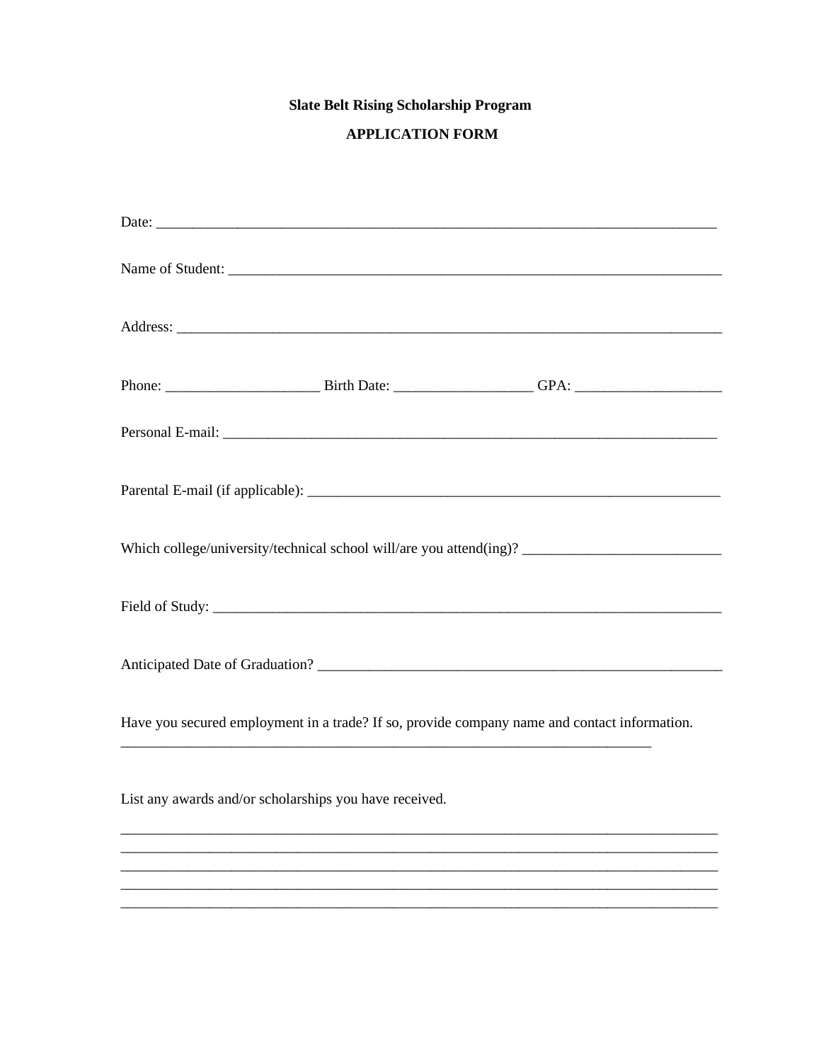**Slate Belt Rising Scholarship Program**

**APPLICATION FORM**

Date: ___________________________________________________________________________

Name of Student: ___________________________________________________________________

Address: _________________________________________________________________________

Phone: ____________________ Birth Date: __________________ GPA: ___________________

Personal E-mail: ____________________________________________________________________

Parental E-mail (if applicable): _______________________________________________________

Which college/university/technical school will/are you attend(ing)? ___________________________

Field of Study: _____________________________________________________________________

Anticipated Date of Graduation? ______________________________________________________

Have you secured employment in a trade? If so, provide company name and contact information.
_________________________________________________________________________

List any awards and/or scholarships you have received.

_______________________________________________________________________________
_______________________________________________________________________________
_______________________________________________________________________________
_______________________________________________________________________________
_______________________________________________________________________________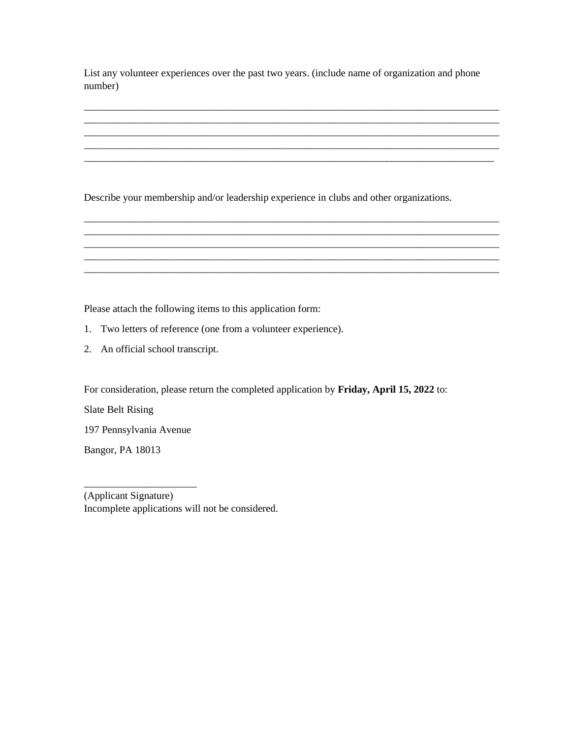List any volunteer experiences over the past two years. (include name of organization and phone number)

_____________________________________________________________________________________
_____________________________________________________________________________________
_____________________________________________________________________________________
_____________________________________________________________________________________
____________________________________________________________________________________

Describe your membership and/or leadership experience in clubs and other organizations.

_____________________________________________________________________________________
_____________________________________________________________________________________
_____________________________________________________________________________________
_____________________________________________________________________________________
_____________________________________________________________________________________

Please attach the following items to this application form:

1. Two letters of reference (one from a volunteer experience).
2. An official school transcript.

For consideration, please return the completed application by **Friday, April 15, 2022** to:

Slate Belt Rising

197 Pennsylvania Avenue

Bangor, PA 18013

_______________________
(Applicant Signature)
Incomplete applications will not be considered.